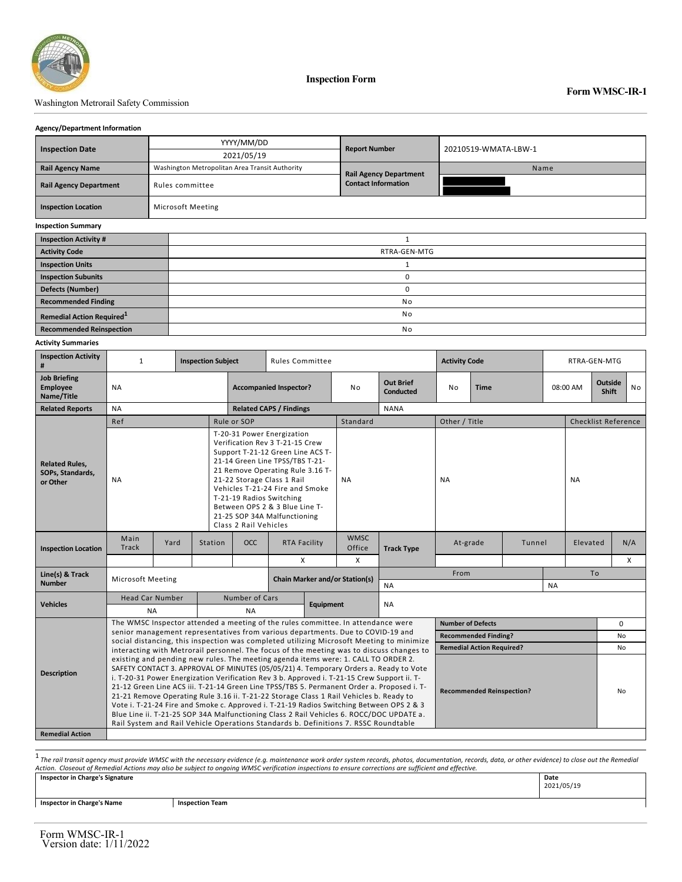Washington Metrorail Safety Commission

# Inspection Form

**Form WMSC-IR-1**

### Agency/Department Information

| **Inspection Date** | YYYY/MM/DD 2021/05/19 | **Report Number** | 20210519-WMATA-LBW-1 |
|---|---|---|---|
| **Rail Agency Name** | Washington Metropolitan Area Transit Authority | **Rail Agency Department Contact Information** | Name |
| **Rail Agency Department** | Rules committee | | |
| **Inspection Location** | Microsoft Meeting | | |

### Inspection Summary

| **Inspection Activity #** | 1 |
|---|---|
| **Activity Code** | RTRA-GEN-MTG |
| **Inspection Units** | 1 |
| **Inspection Subunits** | 0 |
| **Defects (Number)** | 0 |
| **Recommended Finding** | No |
| **Remedial Action Required**[1] | No |
| **Recommended Reinspection** | No |

### Activity Summaries

| **Inspection Activity #** | 1 | **Inspection Subject** | Rules Committee | **Activity Code** | RTRA-GEN-MTG | | |
|---|---|---|---|---|---|---|---|
| **Job Briefing Employee Name/Title** | NA | **Accompanied Inspector?** | No | **Out Brief Conducted** | No | **Time** | 08:00 AM |
| **Outside Shift** | No | | | | | | |
| **Related Reports** | NA | **Related CAPS / Findings** | NANA | | | | |

| **Related Rules, SOPs, Standards, or Other** | |
|---|---|
| Ref | NA |
| Rule or SOP | T-20-31 Power Energization Verification Rev 3 T-21-15 Crew Support T-21-12 Green Line ACS T-21-14 Green Line TPSS/TBS T-21-21 Remove Operating Rule 3.16 T-21-22 Storage Class 1 Rail Vehicles T-21-24 Fire and Smoke T-21-19 Radios Switching Between OPS 2 & 3 Blue Line T-21-25 SOP 34A Malfunctioning Class 2 Rail Vehicles |
| Standard | NA |
| Other / Title | NA |
| Checklist Reference | NA |

| **Inspection Location** | Main Track | Yard | Station | OCC | RTA Facility | WMSC Office |
|---|---|---|---|---|---|---|
| | | | | | X | X |

| **Track Type** | At-grade | Tunnel | Elevated | N/A |
|---|---|---|---|---|
| | | | | X |

| **Line(s) & Track Number** | Microsoft Meeting | **Chain Marker and/or Station(s)** | From: NA | To: NA |
|---|---|---|---|---|
| **Vehicles** | Head Car Number: NA | Number of Cars: NA | **Equipment** | NA |

**Description**

The WMSC Inspector attended a meeting of the rules committee. In attendance were senior management representatives from various departments. Due to COVID-19 and social distancing, this inspection was completed utilizing Microsoft Meeting to minimize interacting with Metrorail personnel. The focus of the meeting was to discuss changes to existing and pending new rules. The meeting agenda items were: 1. CALL TO ORDER 2. SAFETY CONTACT 3. APPROVAL OF MINUTES (05/05/21) 4. Temporary Orders a. Ready to Vote i. T-20-31 Power Energization Verification Rev 3 b. Approved i. T-21-15 Crew Support ii. T-21-12 Green Line ACS iii. T-21-14 Green Line TPSS/TBS 5. Permanent Order a. Proposed i. T-21-21 Remove Operating Rule 3.16 ii. T-21-22 Storage Class 1 Rail Vehicles b. Ready to Vote i. T-21-24 Fire and Smoke c. Approved i. T-21-19 Radios Switching Between OPS 2 & 3 Blue Line ii. T-21-25 SOP 34A Malfunctioning Class 2 Rail Vehicles 6. ROCC/DOC UPDATE a. Rail System and Rail Vehicle Operations Standards b. Definitions 7. RSSC Roundtable

| **Number of Defects** | 0 |
|---|---|
| **Recommended Finding?** | No |
| **Remedial Action Required?** | No |
| **Recommended Reinspection?** | No |

**Remedial Action**

[1] *The rail transit agency must provide WMSC with the necessary evidence (e.g. maintenance work order system records, photos, documentation, records, data, or other evidence) to close out the Remedial Action. Closeout of Remedial Actions may also be subject to ongoing WMSC verification inspections to ensure corrections are sufficient and effective.*

| **Inspector in Charge's Signature** | **Date** 2021/05/19 |
|---|---|
| **Inspector in Charge's Name** | **Inspection Team** |

Form WMSC-IR-1
Version date: 1/11/2022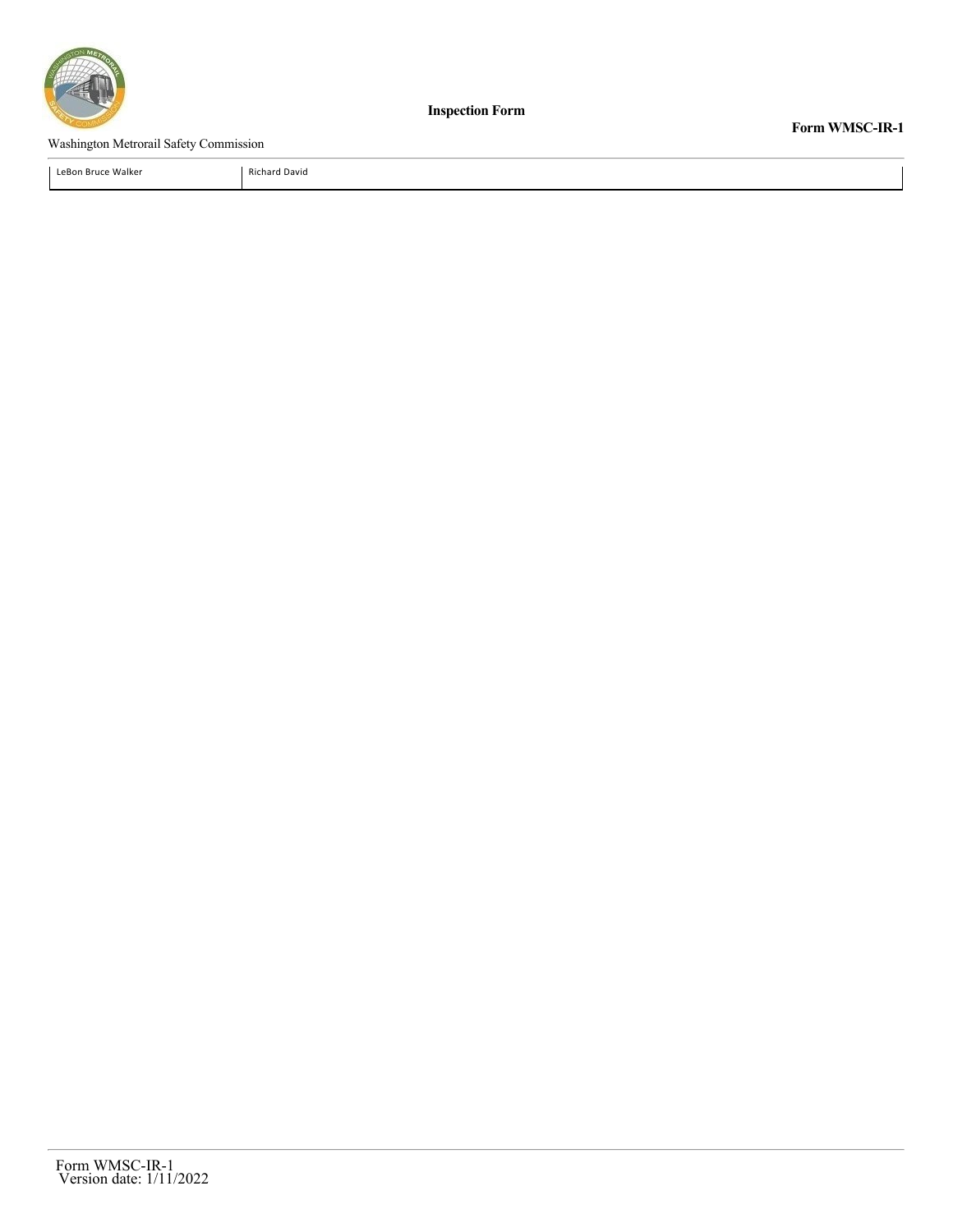| | |
|---|---|
| LeBon Bruce Walker | Richard David |